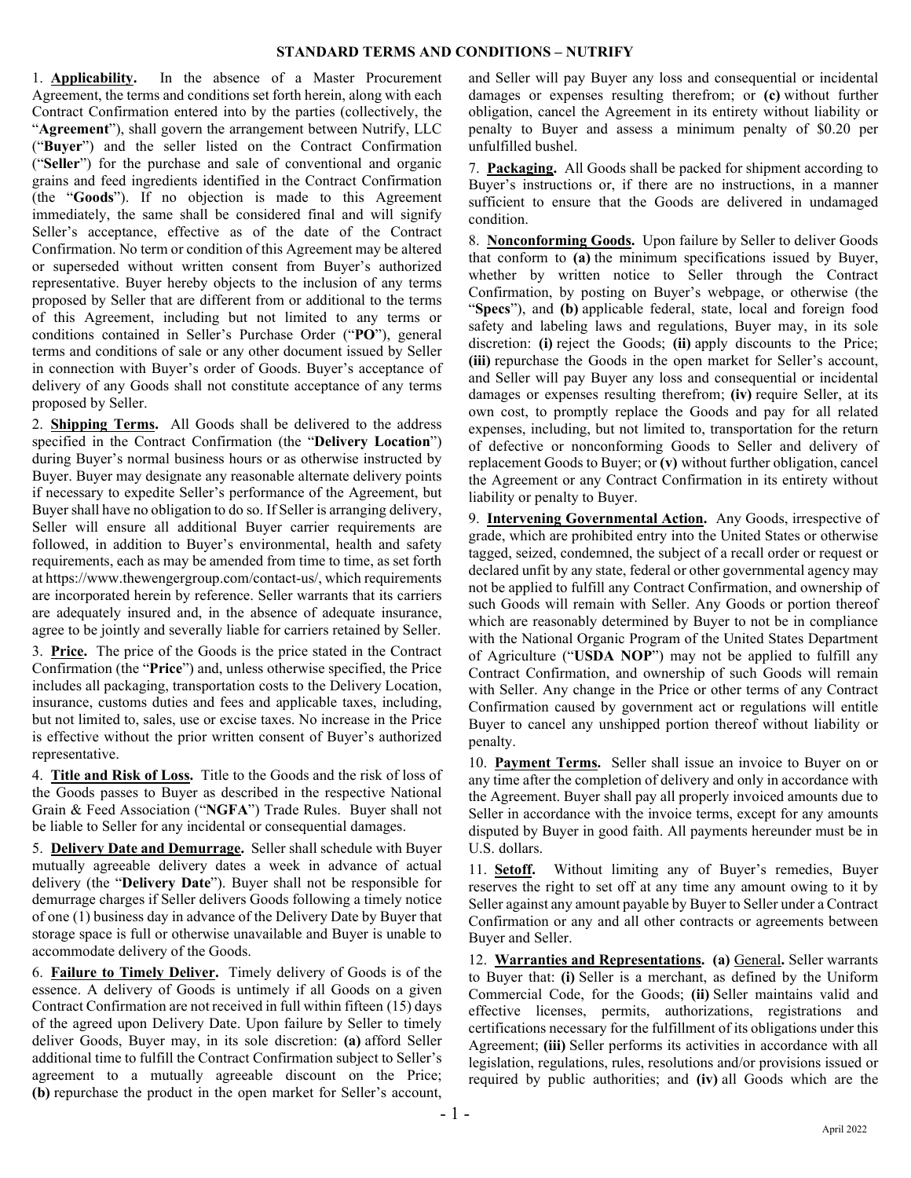# STANDARD TERMS AND CONDITIONS – NUTRIFY

1. **Applicability.** In the absence of a Master Procurement Agreement, the terms and conditions set forth herein, along with each Contract Confirmation entered into by the parties (collectively, the "**Agreement**"), shall govern the arrangement between Nutrify, LLC ("**Buyer**") and the seller listed on the Contract Confirmation ("**Seller**") for the purchase and sale of conventional and organic grains and feed ingredients identified in the Contract Confirmation (the "**Goods**"). If no objection is made to this Agreement immediately, the same shall be considered final and will signify Seller's acceptance, effective as of the date of the Contract Confirmation. No term or condition of this Agreement may be altered or superseded without written consent from Buyer's authorized representative. Buyer hereby objects to the inclusion of any terms proposed by Seller that are different from or additional to the terms of this Agreement, including but not limited to any terms or conditions contained in Seller's Purchase Order ("**PO**"), general terms and conditions of sale or any other document issued by Seller in connection with Buyer's order of Goods. Buyer's acceptance of delivery of any Goods shall not constitute acceptance of any terms proposed by Seller.

2. **Shipping Terms.** All Goods shall be delivered to the address specified in the Contract Confirmation (the "**Delivery Location**") during Buyer's normal business hours or as otherwise instructed by Buyer. Buyer may designate any reasonable alternate delivery points if necessary to expedite Seller's performance of the Agreement, but Buyer shall have no obligation to do so. If Seller is arranging delivery, Seller will ensure all additional Buyer carrier requirements are followed, in addition to Buyer's environmental, health and safety requirements, each as may be amended from time to time, as set forth at https://www.thewengergroup.com/contact-us/, which requirements are incorporated herein by reference. Seller warrants that its carriers are adequately insured and, in the absence of adequate insurance, agree to be jointly and severally liable for carriers retained by Seller.

3. **Price.** The price of the Goods is the price stated in the Contract Confirmation (the "**Price**") and, unless otherwise specified, the Price includes all packaging, transportation costs to the Delivery Location, insurance, customs duties and fees and applicable taxes, including, but not limited to, sales, use or excise taxes. No increase in the Price is effective without the prior written consent of Buyer's authorized representative.

4. **Title and Risk of Loss.** Title to the Goods and the risk of loss of the Goods passes to Buyer as described in the respective National Grain & Feed Association ("**NGFA**") Trade Rules. Buyer shall not be liable to Seller for any incidental or consequential damages.

5. **Delivery Date and Demurrage.** Seller shall schedule with Buyer mutually agreeable delivery dates a week in advance of actual delivery (the "**Delivery Date**"). Buyer shall not be responsible for demurrage charges if Seller delivers Goods following a timely notice of one (1) business day in advance of the Delivery Date by Buyer that storage space is full or otherwise unavailable and Buyer is unable to accommodate delivery of the Goods.

6. **Failure to Timely Deliver.** Timely delivery of Goods is of the essence. A delivery of Goods is untimely if all Goods on a given Contract Confirmation are not received in full within fifteen (15) days of the agreed upon Delivery Date. Upon failure by Seller to timely deliver Goods, Buyer may, in its sole discretion: **(a)** afford Seller additional time to fulfill the Contract Confirmation subject to Seller's agreement to a mutually agreeable discount on the Price; **(b)** repurchase the product in the open market for Seller's account, and Seller will pay Buyer any loss and consequential or incidental damages or expenses resulting therefrom; or **(c)** without further obligation, cancel the Agreement in its entirety without liability or penalty to Buyer and assess a minimum penalty of $0.20 per unfulfilled bushel.

7. **Packaging.** All Goods shall be packed for shipment according to Buyer's instructions or, if there are no instructions, in a manner sufficient to ensure that the Goods are delivered in undamaged condition.

8. **Nonconforming Goods.** Upon failure by Seller to deliver Goods that conform to **(a)** the minimum specifications issued by Buyer, whether by written notice to Seller through the Contract Confirmation, by posting on Buyer's webpage, or otherwise (the "**Specs**"), and **(b)** applicable federal, state, local and foreign food safety and labeling laws and regulations, Buyer may, in its sole discretion: **(i)** reject the Goods; **(ii)** apply discounts to the Price; **(iii)** repurchase the Goods in the open market for Seller's account, and Seller will pay Buyer any loss and consequential or incidental damages or expenses resulting therefrom; **(iv)** require Seller, at its own cost, to promptly replace the Goods and pay for all related expenses, including, but not limited to, transportation for the return of defective or nonconforming Goods to Seller and delivery of replacement Goods to Buyer; or **(v)** without further obligation, cancel the Agreement or any Contract Confirmation in its entirety without liability or penalty to Buyer.

9. **Intervening Governmental Action.** Any Goods, irrespective of grade, which are prohibited entry into the United States or otherwise tagged, seized, condemned, the subject of a recall order or request or declared unfit by any state, federal or other governmental agency may not be applied to fulfill any Contract Confirmation, and ownership of such Goods will remain with Seller. Any Goods or portion thereof which are reasonably determined by Buyer to not be in compliance with the National Organic Program of the United States Department of Agriculture ("**USDA NOP**") may not be applied to fulfill any Contract Confirmation, and ownership of such Goods will remain with Seller. Any change in the Price or other terms of any Contract Confirmation caused by government act or regulations will entitle Buyer to cancel any unshipped portion thereof without liability or penalty.

10. **Payment Terms.** Seller shall issue an invoice to Buyer on or any time after the completion of delivery and only in accordance with the Agreement. Buyer shall pay all properly invoiced amounts due to Seller in accordance with the invoice terms, except for any amounts disputed by Buyer in good faith. All payments hereunder must be in U.S. dollars.

11. **Setoff.** Without limiting any of Buyer's remedies, Buyer reserves the right to set off at any time any amount owing to it by Seller against any amount payable by Buyer to Seller under a Contract Confirmation or any and all other contracts or agreements between Buyer and Seller.

12. **Warranties and Representations.** **(a)** General**.** Seller warrants to Buyer that: **(i)** Seller is a merchant, as defined by the Uniform Commercial Code, for the Goods; **(ii)** Seller maintains valid and effective licenses, permits, authorizations, registrations and certifications necessary for the fulfillment of its obligations under this Agreement; **(iii)** Seller performs its activities in accordance with all legislation, regulations, rules, resolutions and/or provisions issued or required by public authorities; and **(iv)** all Goods which are the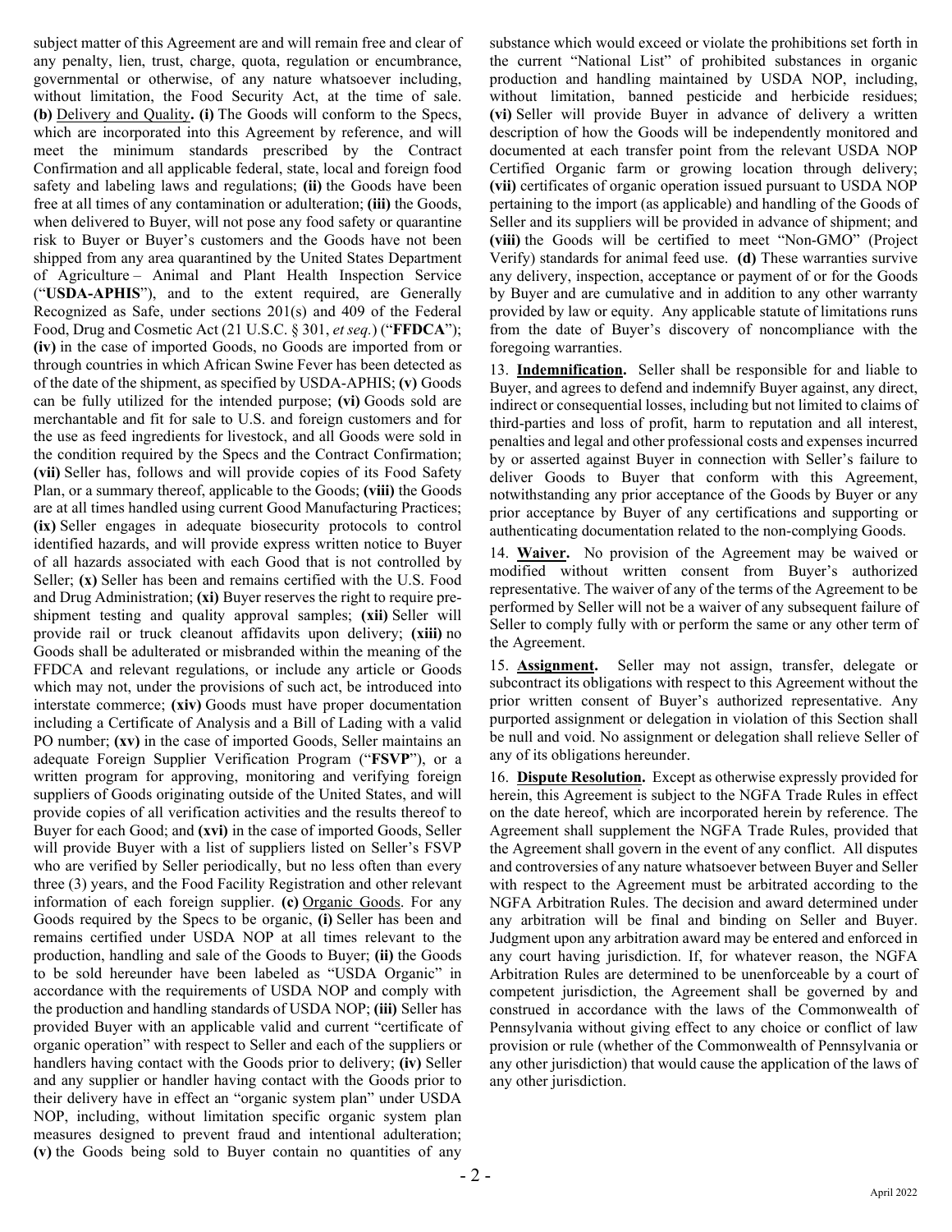subject matter of this Agreement are and will remain free and clear of any penalty, lien, trust, charge, quota, regulation or encumbrance, governmental or otherwise, of any nature whatsoever including, without limitation, the Food Security Act, at the time of sale. **(b)** Delivery and Quality**. (i)** The Goods will conform to the Specs, which are incorporated into this Agreement by reference, and will meet the minimum standards prescribed by the Contract Confirmation and all applicable federal, state, local and foreign food safety and labeling laws and regulations; **(ii)** the Goods have been free at all times of any contamination or adulteration; **(iii)** the Goods, when delivered to Buyer, will not pose any food safety or quarantine risk to Buyer or Buyer's customers and the Goods have not been shipped from any area quarantined by the United States Department of Agriculture – Animal and Plant Health Inspection Service ("**USDA-APHIS**"), and to the extent required, are Generally Recognized as Safe, under sections 201(s) and 409 of the Federal Food, Drug and Cosmetic Act (21 U.S.C. § 301, *et seq.*) ("**FFDCA**"); **(iv)** in the case of imported Goods, no Goods are imported from or through countries in which African Swine Fever has been detected as of the date of the shipment, as specified by USDA-APHIS; **(v)** Goods can be fully utilized for the intended purpose; **(vi)** Goods sold are merchantable and fit for sale to U.S. and foreign customers and for the use as feed ingredients for livestock, and all Goods were sold in the condition required by the Specs and the Contract Confirmation; **(vii)** Seller has, follows and will provide copies of its Food Safety Plan, or a summary thereof, applicable to the Goods; **(viii)** the Goods are at all times handled using current Good Manufacturing Practices; **(ix)** Seller engages in adequate biosecurity protocols to control identified hazards, and will provide express written notice to Buyer of all hazards associated with each Good that is not controlled by Seller; **(x)** Seller has been and remains certified with the U.S. Food and Drug Administration; **(xi)** Buyer reserves the right to require pre-shipment testing and quality approval samples; **(xii)** Seller will provide rail or truck cleanout affidavits upon delivery; **(xiii)** no Goods shall be adulterated or misbranded within the meaning of the FFDCA and relevant regulations, or include any article or Goods which may not, under the provisions of such act, be introduced into interstate commerce; **(xiv)** Goods must have proper documentation including a Certificate of Analysis and a Bill of Lading with a valid PO number; **(xv)** in the case of imported Goods, Seller maintains an adequate Foreign Supplier Verification Program ("**FSVP**"), or a written program for approving, monitoring and verifying foreign suppliers of Goods originating outside of the United States, and will provide copies of all verification activities and the results thereof to Buyer for each Good; and **(xvi)** in the case of imported Goods, Seller will provide Buyer with a list of suppliers listed on Seller's FSVP who are verified by Seller periodically, but no less often than every three (3) years, and the Food Facility Registration and other relevant information of each foreign supplier. **(c)** Organic Goods. For any Goods required by the Specs to be organic, **(i)** Seller has been and remains certified under USDA NOP at all times relevant to the production, handling and sale of the Goods to Buyer; **(ii)** the Goods to be sold hereunder have been labeled as "USDA Organic" in accordance with the requirements of USDA NOP and comply with the production and handling standards of USDA NOP; **(iii)** Seller has provided Buyer with an applicable valid and current "certificate of organic operation" with respect to Seller and each of the suppliers or handlers having contact with the Goods prior to delivery; **(iv)** Seller and any supplier or handler having contact with the Goods prior to their delivery have in effect an "organic system plan" under USDA NOP, including, without limitation specific organic system plan measures designed to prevent fraud and intentional adulteration; **(v)** the Goods being sold to Buyer contain no quantities of any substance which would exceed or violate the prohibitions set forth in the current "National List" of prohibited substances in organic production and handling maintained by USDA NOP, including, without limitation, banned pesticide and herbicide residues; **(vi)** Seller will provide Buyer in advance of delivery a written description of how the Goods will be independently monitored and documented at each transfer point from the relevant USDA NOP Certified Organic farm or growing location through delivery; **(vii)** certificates of organic operation issued pursuant to USDA NOP pertaining to the import (as applicable) and handling of the Goods of Seller and its suppliers will be provided in advance of shipment; and **(viii)** the Goods will be certified to meet "Non-GMO" (Project Verify) standards for animal feed use. **(d)** These warranties survive any delivery, inspection, acceptance or payment of or for the Goods by Buyer and are cumulative and in addition to any other warranty provided by law or equity. Any applicable statute of limitations runs from the date of Buyer's discovery of noncompliance with the foregoing warranties.

13. **Indemnification.** Seller shall be responsible for and liable to Buyer, and agrees to defend and indemnify Buyer against, any direct, indirect or consequential losses, including but not limited to claims of third-parties and loss of profit, harm to reputation and all interest, penalties and legal and other professional costs and expenses incurred by or asserted against Buyer in connection with Seller's failure to deliver Goods to Buyer that conform with this Agreement, notwithstanding any prior acceptance of the Goods by Buyer or any prior acceptance by Buyer of any certifications and supporting or authenticating documentation related to the non-complying Goods.

14. **Waiver.** No provision of the Agreement may be waived or modified without written consent from Buyer's authorized representative. The waiver of any of the terms of the Agreement to be performed by Seller will not be a waiver of any subsequent failure of Seller to comply fully with or perform the same or any other term of the Agreement.

15. **Assignment.** Seller may not assign, transfer, delegate or subcontract its obligations with respect to this Agreement without the prior written consent of Buyer's authorized representative. Any purported assignment or delegation in violation of this Section shall be null and void. No assignment or delegation shall relieve Seller of any of its obligations hereunder.

16. **Dispute Resolution.** Except as otherwise expressly provided for herein, this Agreement is subject to the NGFA Trade Rules in effect on the date hereof, which are incorporated herein by reference. The Agreement shall supplement the NGFA Trade Rules, provided that the Agreement shall govern in the event of any conflict. All disputes and controversies of any nature whatsoever between Buyer and Seller with respect to the Agreement must be arbitrated according to the NGFA Arbitration Rules. The decision and award determined under any arbitration will be final and binding on Seller and Buyer. Judgment upon any arbitration award may be entered and enforced in any court having jurisdiction. If, for whatever reason, the NGFA Arbitration Rules are determined to be unenforceable by a court of competent jurisdiction, the Agreement shall be governed by and construed in accordance with the laws of the Commonwealth of Pennsylvania without giving effect to any choice or conflict of law provision or rule (whether of the Commonwealth of Pennsylvania or any other jurisdiction) that would cause the application of the laws of any other jurisdiction.